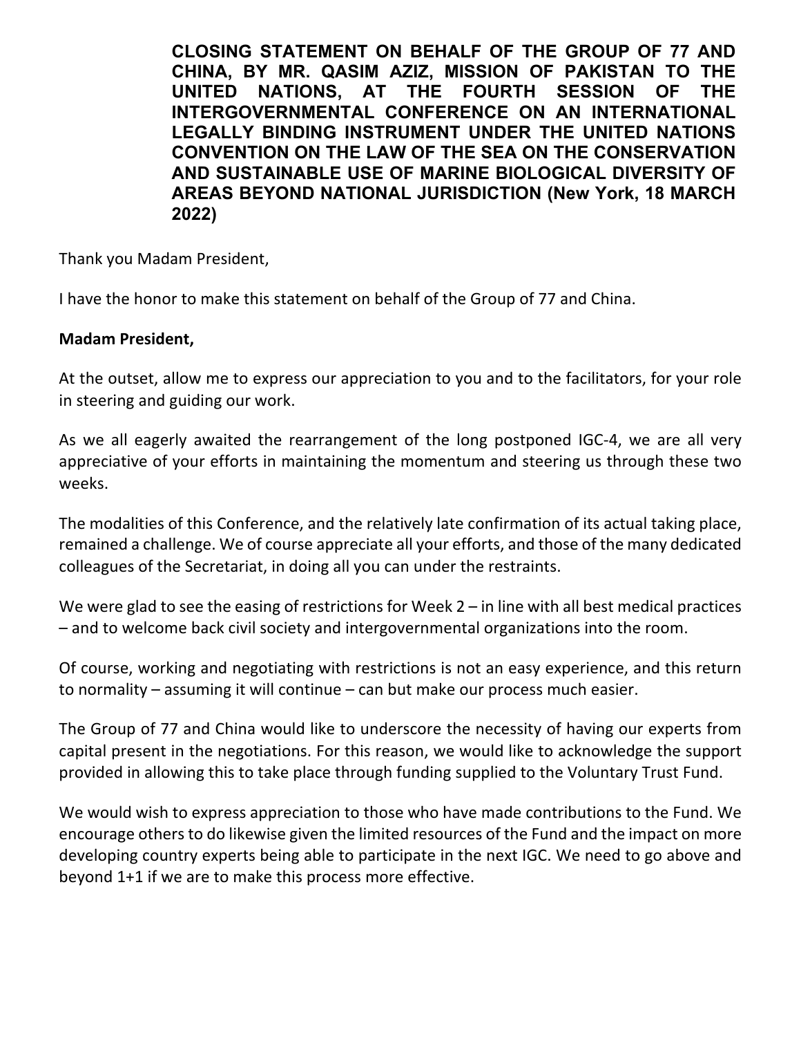# CLOSING STATEMENT ON BEHALF OF THE GROUP OF 77 AND CHINA, BY MR. QASIM AZIZ, MISSION OF PAKISTAN TO THE UNITED NATIONS, AT THE FOURTH SESSION OF THE INTERGOVERNMENTAL CONFERENCE ON AN INTERNATIONAL LEGALLY BINDING INSTRUMENT UNDER THE UNITED NATIONS CONVENTION ON THE LAW OF THE SEA ON THE CONSERVATION AND SUSTAINABLE USE OF MARINE BIOLOGICAL DIVERSITY OF AREAS BEYOND NATIONAL JURISDICTION (New York, 18 MARCH 2022)

Thank you Madam President,

I have the honor to make this statement on behalf of the Group of 77 and China.

**Madam President,**

At the outset, allow me to express our appreciation to you and to the facilitators, for your role in steering and guiding our work.

As we all eagerly awaited the rearrangement of the long postponed IGC-4, we are all very appreciative of your efforts in maintaining the momentum and steering us through these two weeks.

The modalities of this Conference, and the relatively late confirmation of its actual taking place, remained a challenge. We of course appreciate all your efforts, and those of the many dedicated colleagues of the Secretariat, in doing all you can under the restraints.

We were glad to see the easing of restrictions for Week 2 – in line with all best medical practices – and to welcome back civil society and intergovernmental organizations into the room.

Of course, working and negotiating with restrictions is not an easy experience, and this return to normality – assuming it will continue – can but make our process much easier.

The Group of 77 and China would like to underscore the necessity of having our experts from capital present in the negotiations. For this reason, we would like to acknowledge the support provided in allowing this to take place through funding supplied to the Voluntary Trust Fund.

We would wish to express appreciation to those who have made contributions to the Fund. We encourage others to do likewise given the limited resources of the Fund and the impact on more developing country experts being able to participate in the next IGC. We need to go above and beyond 1+1 if we are to make this process more effective.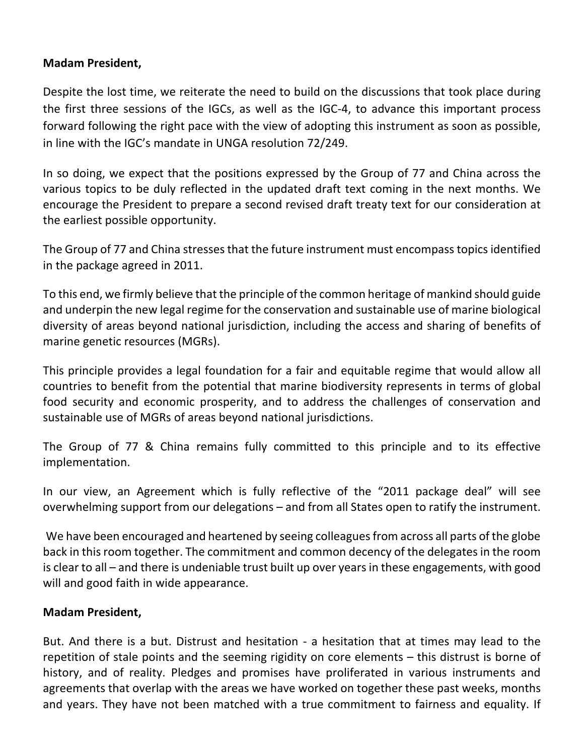**Madam President,**

Despite the lost time, we reiterate the need to build on the discussions that took place during the first three sessions of the IGCs, as well as the IGC-4, to advance this important process forward following the right pace with the view of adopting this instrument as soon as possible, in line with the IGC's mandate in UNGA resolution 72/249.

In so doing, we expect that the positions expressed by the Group of 77 and China across the various topics to be duly reflected in the updated draft text coming in the next months. We encourage the President to prepare a second revised draft treaty text for our consideration at the earliest possible opportunity.

The Group of 77 and China stresses that the future instrument must encompass topics identified in the package agreed in 2011.

To this end, we firmly believe that the principle of the common heritage of mankind should guide and underpin the new legal regime for the conservation and sustainable use of marine biological diversity of areas beyond national jurisdiction, including the access and sharing of benefits of marine genetic resources (MGRs).

This principle provides a legal foundation for a fair and equitable regime that would allow all countries to benefit from the potential that marine biodiversity represents in terms of global food security and economic prosperity, and to address the challenges of conservation and sustainable use of MGRs of areas beyond national jurisdictions.

The Group of 77 & China remains fully committed to this principle and to its effective implementation.

In our view, an Agreement which is fully reflective of the "2011 package deal" will see overwhelming support from our delegations – and from all States open to ratify the instrument.

We have been encouraged and heartened by seeing colleagues from across all parts of the globe back in this room together. The commitment and common decency of the delegates in the room is clear to all – and there is undeniable trust built up over years in these engagements, with good will and good faith in wide appearance.

**Madam President,**

But. And there is a but. Distrust and hesitation - a hesitation that at times may lead to the repetition of stale points and the seeming rigidity on core elements – this distrust is borne of history, and of reality. Pledges and promises have proliferated in various instruments and agreements that overlap with the areas we have worked on together these past weeks, months and years. They have not been matched with a true commitment to fairness and equality. If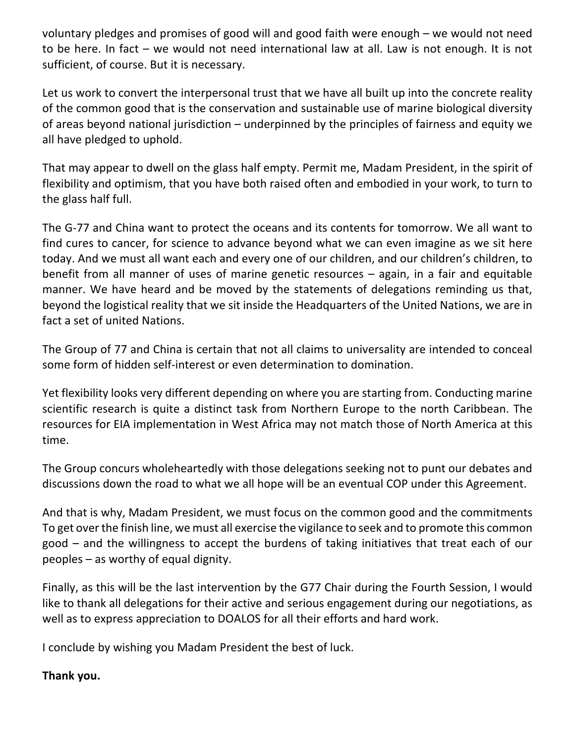voluntary pledges and promises of good will and good faith were enough – we would not need to be here. In fact – we would not need international law at all. Law is not enough. It is not sufficient, of course. But it is necessary.

Let us work to convert the interpersonal trust that we have all built up into the concrete reality of the common good that is the conservation and sustainable use of marine biological diversity of areas beyond national jurisdiction – underpinned by the principles of fairness and equity we all have pledged to uphold.

That may appear to dwell on the glass half empty. Permit me, Madam President, in the spirit of flexibility and optimism, that you have both raised often and embodied in your work, to turn to the glass half full.

The G-77 and China want to protect the oceans and its contents for tomorrow. We all want to find cures to cancer, for science to advance beyond what we can even imagine as we sit here today. And we must all want each and every one of our children, and our children's children, to benefit from all manner of uses of marine genetic resources – again, in a fair and equitable manner. We have heard and be moved by the statements of delegations reminding us that, beyond the logistical reality that we sit inside the Headquarters of the United Nations, we are in fact a set of united Nations.

The Group of 77 and China is certain that not all claims to universality are intended to conceal some form of hidden self-interest or even determination to domination.

Yet flexibility looks very different depending on where you are starting from. Conducting marine scientific research is quite a distinct task from Northern Europe to the north Caribbean. The resources for EIA implementation in West Africa may not match those of North America at this time.

The Group concurs wholeheartedly with those delegations seeking not to punt our debates and discussions down the road to what we all hope will be an eventual COP under this Agreement.

And that is why, Madam President, we must focus on the common good and the commitments To get over the finish line, we must all exercise the vigilance to seek and to promote this common good – and the willingness to accept the burdens of taking initiatives that treat each of our peoples – as worthy of equal dignity.

Finally, as this will be the last intervention by the G77 Chair during the Fourth Session, I would like to thank all delegations for their active and serious engagement during our negotiations, as well as to express appreciation to DOALOS for all their efforts and hard work.

I conclude by wishing you Madam President the best of luck.

**Thank you.**